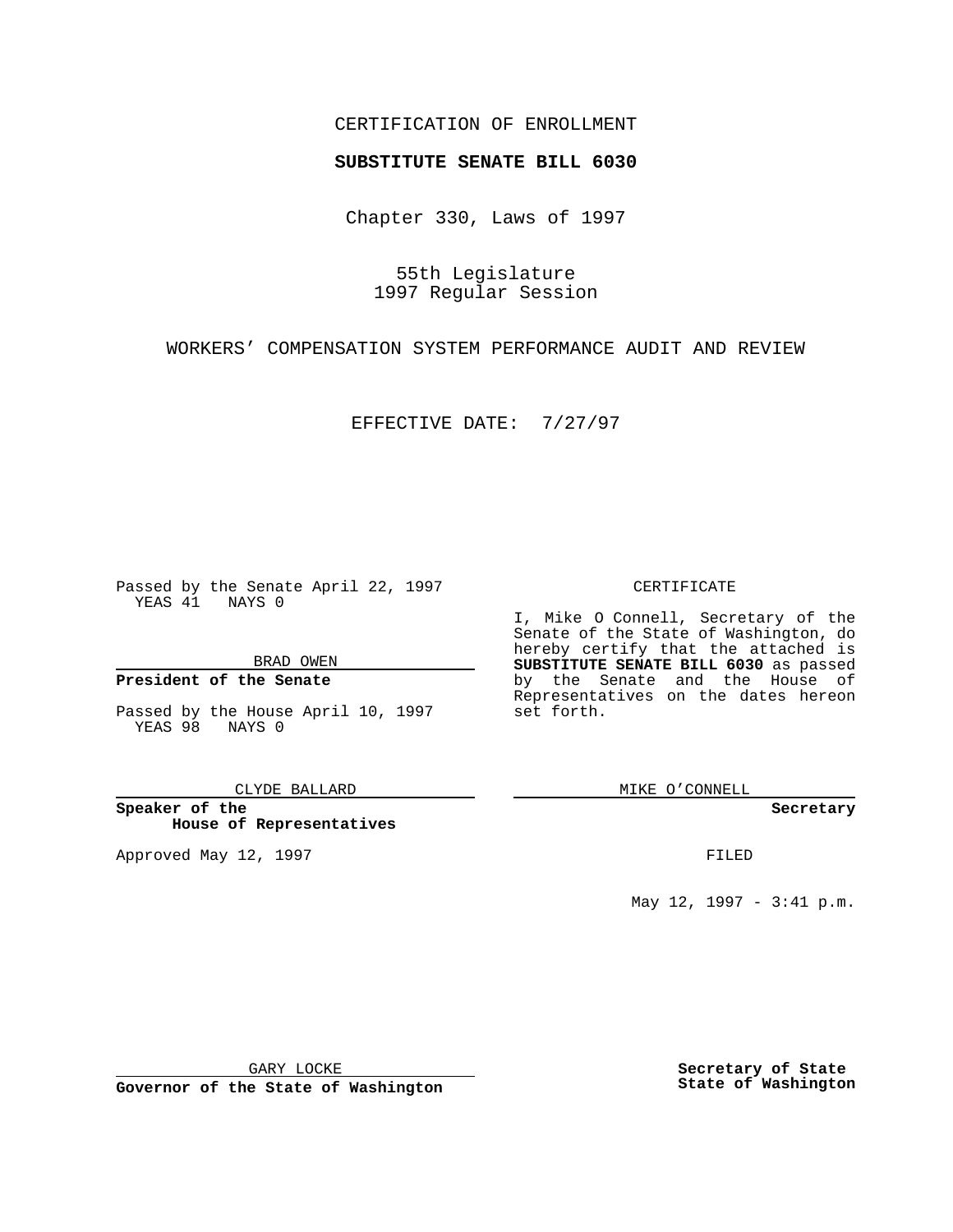CERTIFICATION OF ENROLLMENT

**SUBSTITUTE SENATE BILL 6030**

Chapter 330, Laws of 1997

55th Legislature
1997 Regular Session

WORKERS' COMPENSATION SYSTEM PERFORMANCE AUDIT AND REVIEW

EFFECTIVE DATE: 7/27/97

Passed by the Senate April 22, 1997
YEAS 41 NAYS 0

BRAD OWEN

**President of the Senate**

Passed by the House April 10, 1997
YEAS 98 NAYS 0

CLYDE BALLARD

**Speaker of the House of Representatives**

Approved May 12, 1997

GARY LOCKE

**Governor of the State of Washington**

CERTIFICATE

I, Mike O Connell, Secretary of the Senate of the State of Washington, do hereby certify that the attached is **SUBSTITUTE SENATE BILL 6030** as passed by the Senate and the House of Representatives on the dates hereon set forth.

MIKE O'CONNELL

**Secretary**

FILED

May 12, 1997 - 3:41 p.m.

**Secretary of State**
**State of Washington**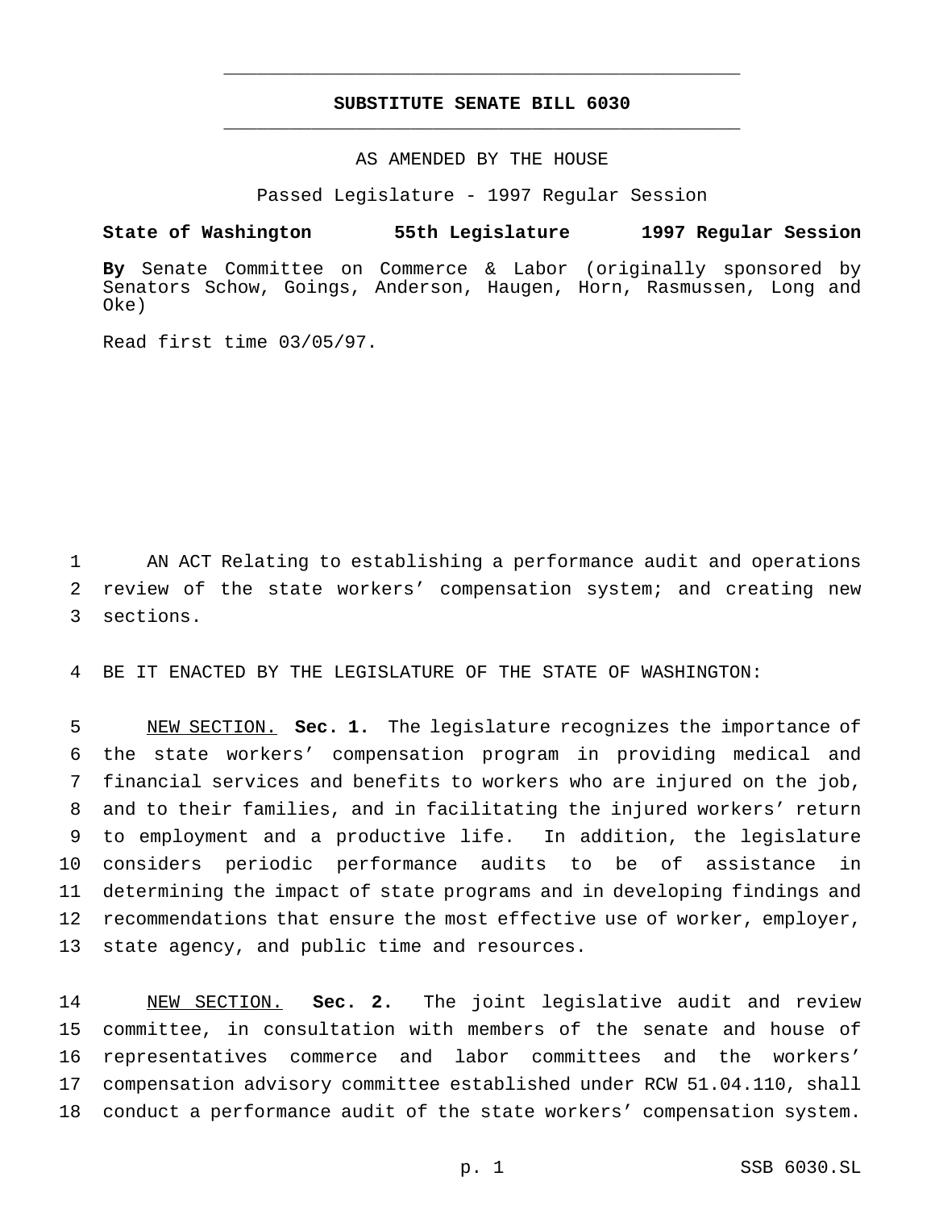# SUBSTITUTE SENATE BILL 6030

AS AMENDED BY THE HOUSE

Passed Legislature - 1997 Regular Session

**State of Washington 55th Legislature 1997 Regular Session**

**By** Senate Committee on Commerce & Labor (originally sponsored by Senators Schow, Goings, Anderson, Haugen, Horn, Rasmussen, Long and Oke)

Read first time 03/05/97.

AN ACT Relating to establishing a performance audit and operations review of the state workers' compensation system; and creating new sections.

BE IT ENACTED BY THE LEGISLATURE OF THE STATE OF WASHINGTON:

NEW SECTION. **Sec. 1.** The legislature recognizes the importance of the state workers' compensation program in providing medical and financial services and benefits to workers who are injured on the job, and to their families, and in facilitating the injured workers' return to employment and a productive life. In addition, the legislature considers periodic performance audits to be of assistance in determining the impact of state programs and in developing findings and recommendations that ensure the most effective use of worker, employer, state agency, and public time and resources.

NEW SECTION. **Sec. 2.** The joint legislative audit and review committee, in consultation with members of the senate and house of representatives commerce and labor committees and the workers' compensation advisory committee established under RCW 51.04.110, shall conduct a performance audit of the state workers' compensation system.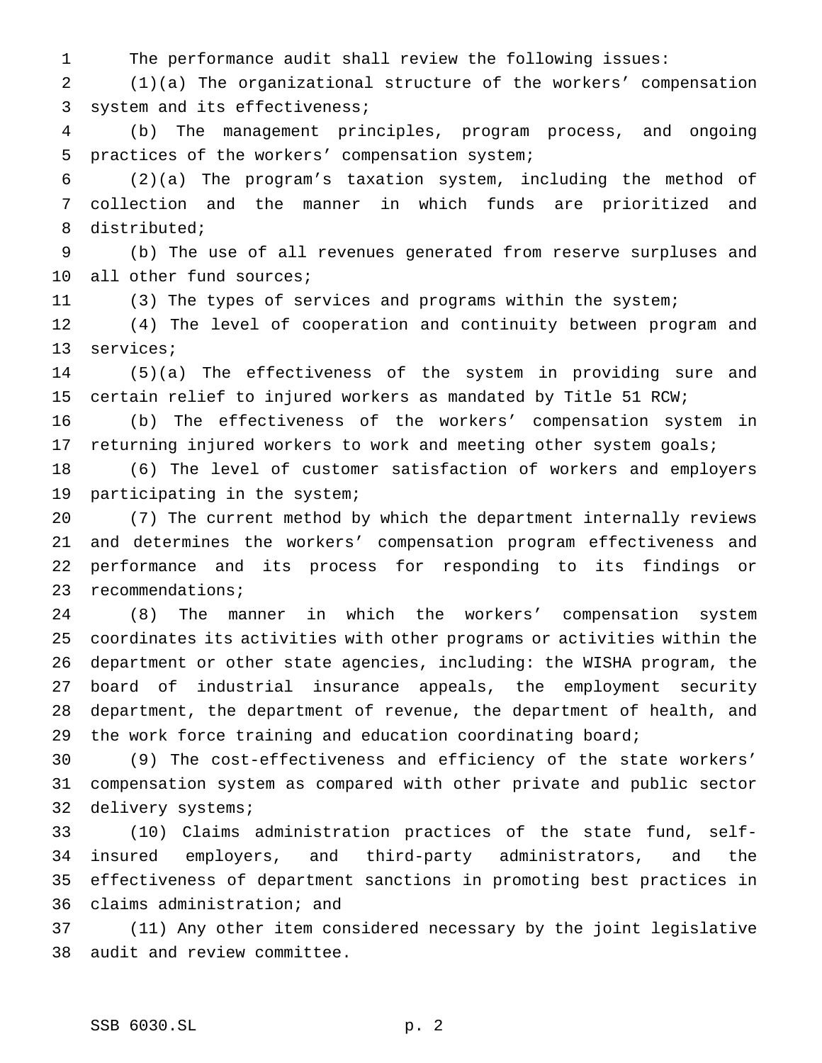The performance audit shall review the following issues:

(1)(a) The organizational structure of the workers' compensation system and its effectiveness;

(b) The management principles, program process, and ongoing practices of the workers' compensation system;

(2)(a) The program's taxation system, including the method of collection and the manner in which funds are prioritized and distributed;

(b) The use of all revenues generated from reserve surpluses and all other fund sources;

(3) The types of services and programs within the system;

(4) The level of cooperation and continuity between program and services;

(5)(a) The effectiveness of the system in providing sure and certain relief to injured workers as mandated by Title 51 RCW;

(b) The effectiveness of the workers' compensation system in returning injured workers to work and meeting other system goals;

(6) The level of customer satisfaction of workers and employers participating in the system;

(7) The current method by which the department internally reviews and determines the workers' compensation program effectiveness and performance and its process for responding to its findings or recommendations;

(8) The manner in which the workers' compensation system coordinates its activities with other programs or activities within the department or other state agencies, including: the WISHA program, the board of industrial insurance appeals, the employment security department, the department of revenue, the department of health, and the work force training and education coordinating board;

(9) The cost-effectiveness and efficiency of the state workers' compensation system as compared with other private and public sector delivery systems;

(10) Claims administration practices of the state fund, self-insured employers, and third-party administrators, and the effectiveness of department sanctions in promoting best practices in claims administration; and

(11) Any other item considered necessary by the joint legislative audit and review committee.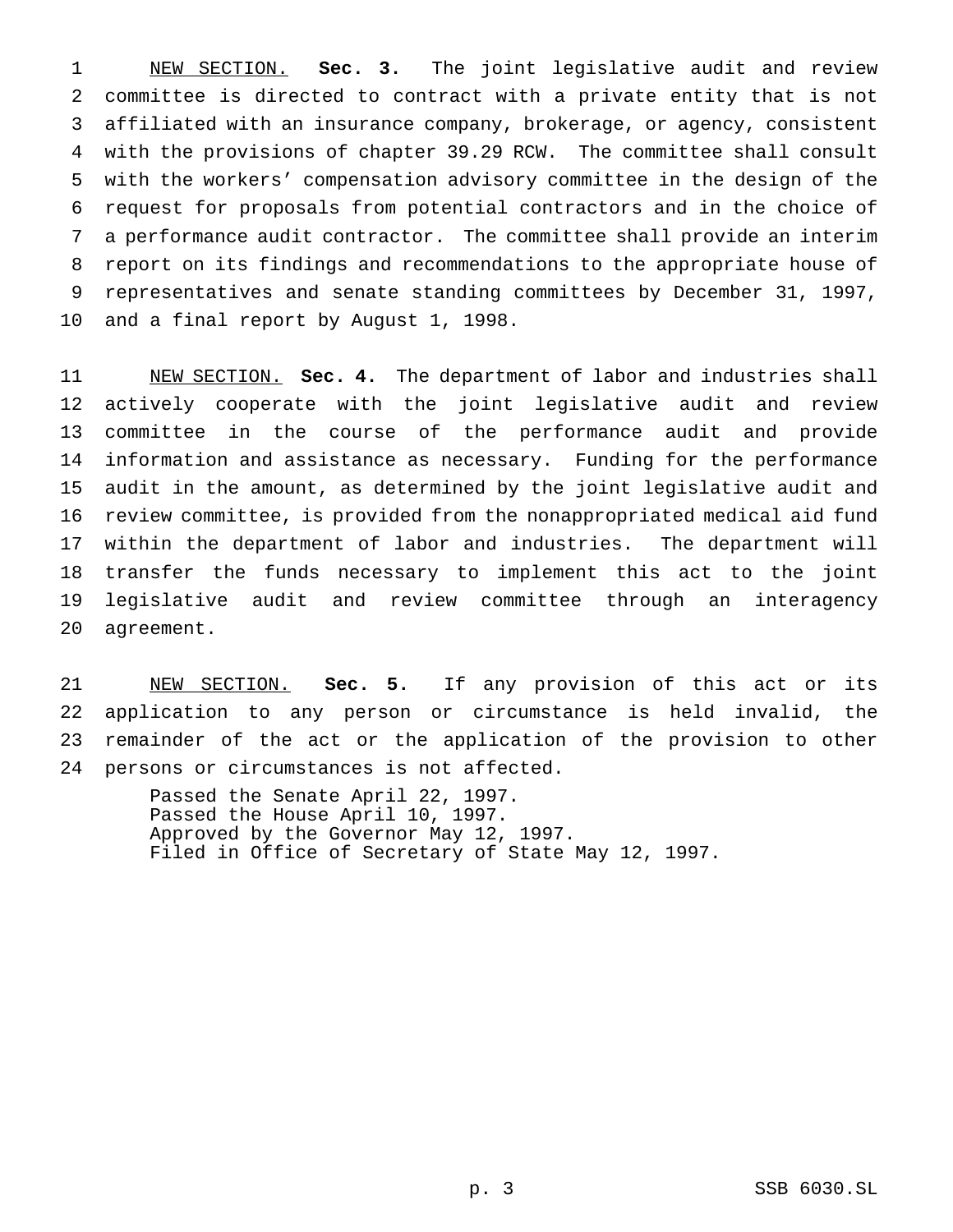NEW SECTION. **Sec. 3.** The joint legislative audit and review committee is directed to contract with a private entity that is not affiliated with an insurance company, brokerage, or agency, consistent with the provisions of chapter 39.29 RCW. The committee shall consult with the workers' compensation advisory committee in the design of the request for proposals from potential contractors and in the choice of a performance audit contractor. The committee shall provide an interim report on its findings and recommendations to the appropriate house of representatives and senate standing committees by December 31, 1997, and a final report by August 1, 1998.

NEW SECTION. **Sec. 4.** The department of labor and industries shall actively cooperate with the joint legislative audit and review committee in the course of the performance audit and provide information and assistance as necessary. Funding for the performance audit in the amount, as determined by the joint legislative audit and review committee, is provided from the nonappropriated medical aid fund within the department of labor and industries. The department will transfer the funds necessary to implement this act to the joint legislative audit and review committee through an interagency agreement.

NEW SECTION. **Sec. 5.** If any provision of this act or its application to any person or circumstance is held invalid, the remainder of the act or the application of the provision to other persons or circumstances is not affected.

Passed the Senate April 22, 1997.
Passed the House April 10, 1997.
Approved by the Governor May 12, 1997.
Filed in Office of Secretary of State May 12, 1997.